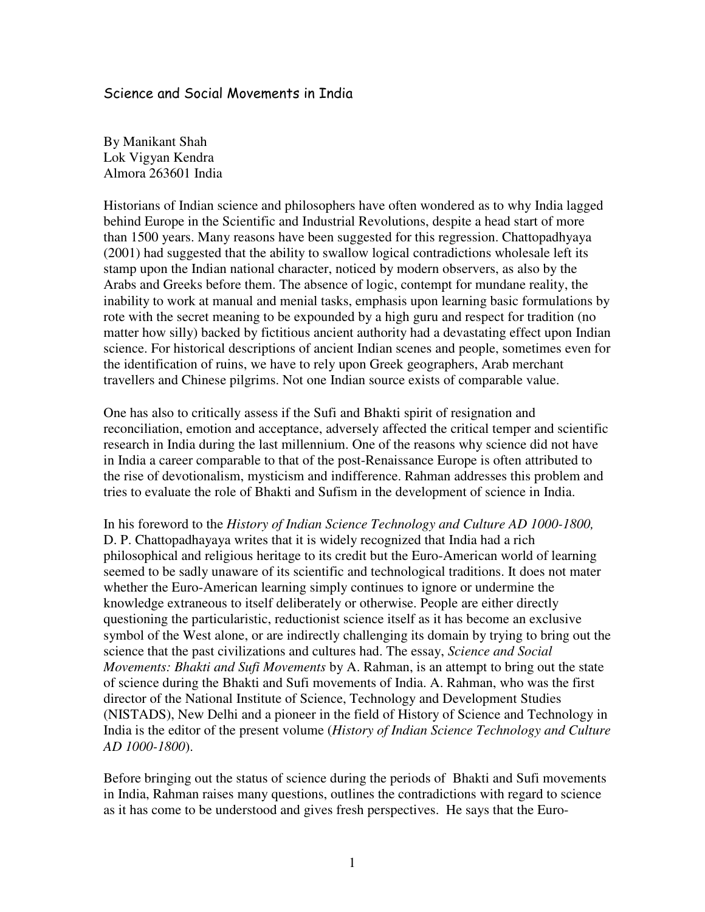# Science and Social Movements in India

By Manikant Shah
Lok Vigyan Kendra
Almora 263601 India

Historians of Indian science and philosophers have often wondered as to why India lagged behind Europe in the Scientific and Industrial Revolutions, despite a head start of more than 1500 years. Many reasons have been suggested for this regression. Chattopadhyaya (2001) had suggested that the ability to swallow logical contradictions wholesale left its stamp upon the Indian national character, noticed by modern observers, as also by the Arabs and Greeks before them. The absence of logic, contempt for mundane reality, the inability to work at manual and menial tasks, emphasis upon learning basic formulations by rote with the secret meaning to be expounded by a high guru and respect for tradition (no matter how silly) backed by fictitious ancient authority had a devastating effect upon Indian science. For historical descriptions of ancient Indian scenes and people, sometimes even for the identification of ruins, we have to rely upon Greek geographers, Arab merchant travellers and Chinese pilgrims. Not one Indian source exists of comparable value.

One has also to critically assess if the Sufi and Bhakti spirit of resignation and reconciliation, emotion and acceptance, adversely affected the critical temper and scientific research in India during the last millennium. One of the reasons why science did not have in India a career comparable to that of the post-Renaissance Europe is often attributed to the rise of devotionalism, mysticism and indifference. Rahman addresses this problem and tries to evaluate the role of Bhakti and Sufism in the development of science in India.

In his foreword to the *History of Indian Science Technology and Culture AD 1000-1800,* D. P. Chattopadhyaya writes that it is widely recognized that India had a rich philosophical and religious heritage to its credit but the Euro-American world of learning seemed to be sadly unaware of its scientific and technological traditions. It does not mater whether the Euro-American learning simply continues to ignore or undermine the knowledge extraneous to itself deliberately or otherwise. People are either directly questioning the particularistic, reductionist science itself as it has become an exclusive symbol of the West alone, or are indirectly challenging its domain by trying to bring out the science that the past civilizations and cultures had. The essay, *Science and Social Movements: Bhakti and Sufi Movements* by A. Rahman, is an attempt to bring out the state of science during the Bhakti and Sufi movements of India. A. Rahman, who was the first director of the National Institute of Science, Technology and Development Studies (NISTADS), New Delhi and a pioneer in the field of History of Science and Technology in India is the editor of the present volume (*History of Indian Science Technology and Culture AD 1000-1800*).

Before bringing out the status of science during the periods of Bhakti and Sufi movements in India, Rahman raises many questions, outlines the contradictions with regard to science as it has come to be understood and gives fresh perspectives. He says that the Euro-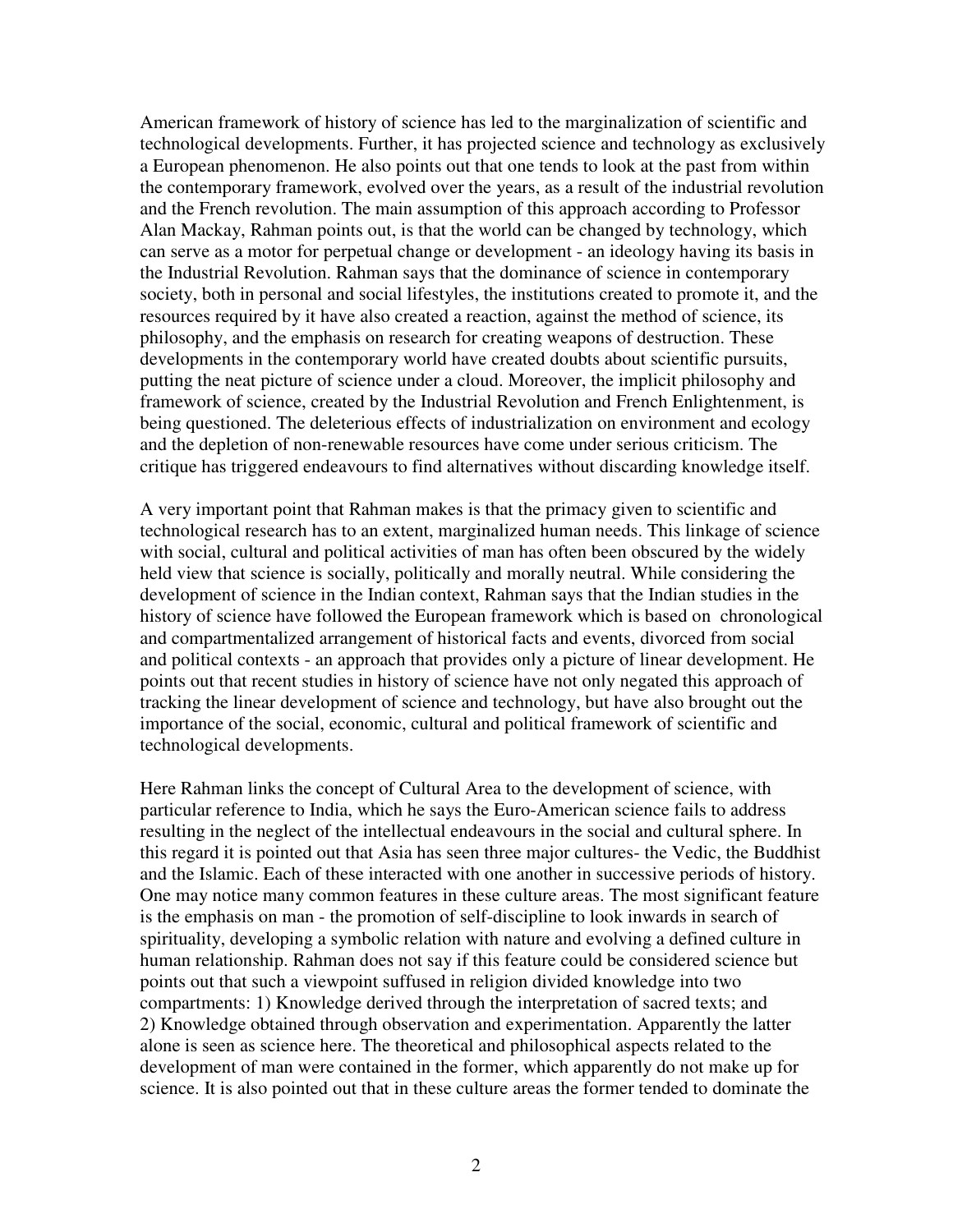American framework of history of science has led to the marginalization of scientific and technological developments. Further, it has projected science and technology as exclusively a European phenomenon. He also points out that one tends to look at the past from within the contemporary framework, evolved over the years, as a result of the industrial revolution and the French revolution. The main assumption of this approach according to Professor Alan Mackay, Rahman points out, is that the world can be changed by technology, which can serve as a motor for perpetual change or development - an ideology having its basis in the Industrial Revolution. Rahman says that the dominance of science in contemporary society, both in personal and social lifestyles, the institutions created to promote it, and the resources required by it have also created a reaction, against the method of science, its philosophy, and the emphasis on research for creating weapons of destruction. These developments in the contemporary world have created doubts about scientific pursuits, putting the neat picture of science under a cloud. Moreover, the implicit philosophy and framework of science, created by the Industrial Revolution and French Enlightenment, is being questioned. The deleterious effects of industrialization on environment and ecology and the depletion of non-renewable resources have come under serious criticism. The critique has triggered endeavours to find alternatives without discarding knowledge itself.

A very important point that Rahman makes is that the primacy given to scientific and technological research has to an extent, marginalized human needs. This linkage of science with social, cultural and political activities of man has often been obscured by the widely held view that science is socially, politically and morally neutral. While considering the development of science in the Indian context, Rahman says that the Indian studies in the history of science have followed the European framework which is based on chronological and compartmentalized arrangement of historical facts and events, divorced from social and political contexts - an approach that provides only a picture of linear development. He points out that recent studies in history of science have not only negated this approach of tracking the linear development of science and technology, but have also brought out the importance of the social, economic, cultural and political framework of scientific and technological developments.

Here Rahman links the concept of Cultural Area to the development of science, with particular reference to India, which he says the Euro-American science fails to address resulting in the neglect of the intellectual endeavours in the social and cultural sphere. In this regard it is pointed out that Asia has seen three major cultures- the Vedic, the Buddhist and the Islamic. Each of these interacted with one another in successive periods of history. One may notice many common features in these culture areas. The most significant feature is the emphasis on man - the promotion of self-discipline to look inwards in search of spirituality, developing a symbolic relation with nature and evolving a defined culture in human relationship. Rahman does not say if this feature could be considered science but points out that such a viewpoint suffused in religion divided knowledge into two compartments: 1) Knowledge derived through the interpretation of sacred texts; and 2) Knowledge obtained through observation and experimentation. Apparently the latter alone is seen as science here. The theoretical and philosophical aspects related to the development of man were contained in the former, which apparently do not make up for science. It is also pointed out that in these culture areas the former tended to dominate the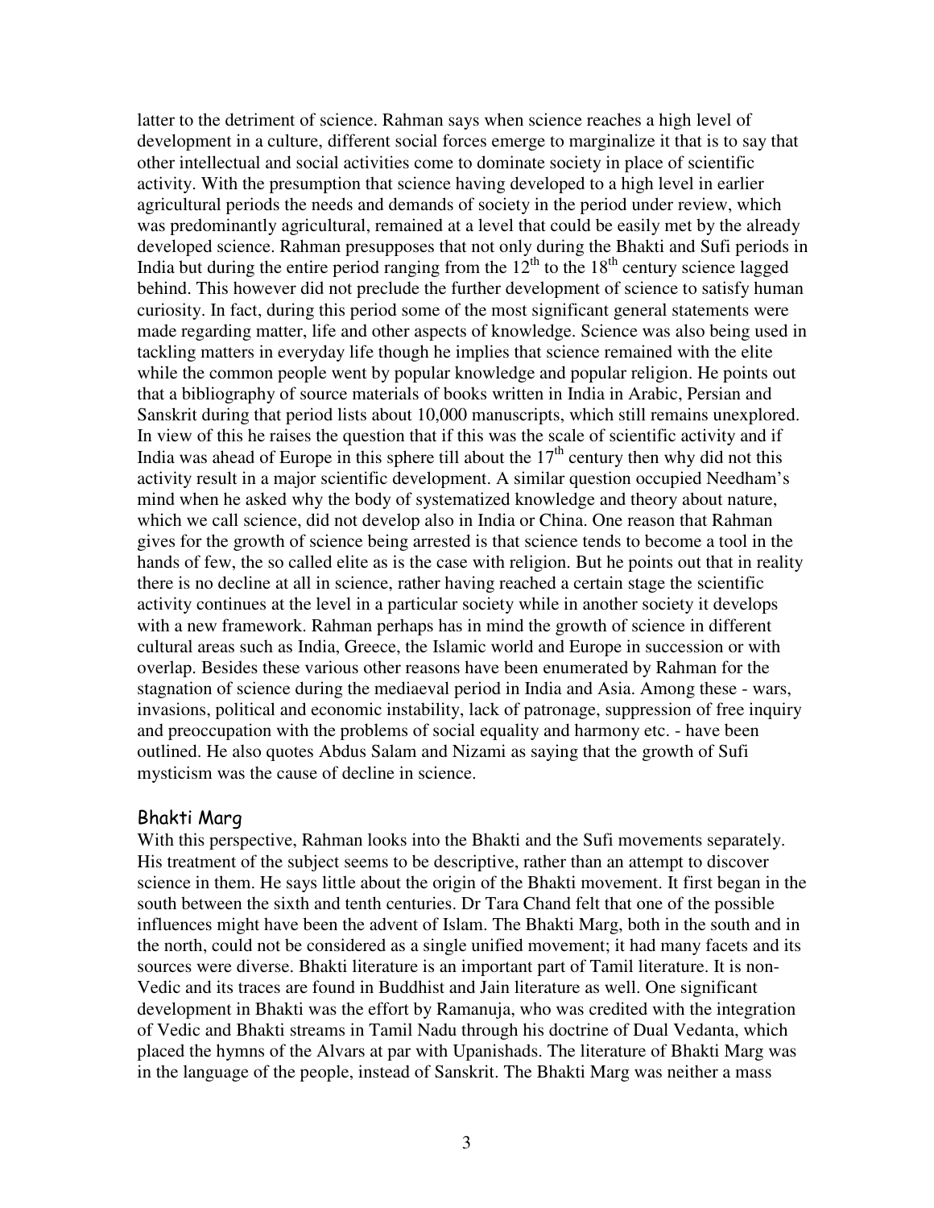latter to the detriment of science. Rahman says when science reaches a high level of development in a culture, different social forces emerge to marginalize it that is to say that other intellectual and social activities come to dominate society in place of scientific activity. With the presumption that science having developed to a high level in earlier agricultural periods the needs and demands of society in the period under review, which was predominantly agricultural, remained at a level that could be easily met by the already developed science. Rahman presupposes that not only during the Bhakti and Sufi periods in India but during the entire period ranging from the $12^{th}$ to the $18^{th}$ century science lagged behind. This however did not preclude the further development of science to satisfy human curiosity. In fact, during this period some of the most significant general statements were made regarding matter, life and other aspects of knowledge. Science was also being used in tackling matters in everyday life though he implies that science remained with the elite while the common people went by popular knowledge and popular religion. He points out that a bibliography of source materials of books written in India in Arabic, Persian and Sanskrit during that period lists about 10,000 manuscripts, which still remains unexplored. In view of this he raises the question that if this was the scale of scientific activity and if India was ahead of Europe in this sphere till about the $17^{th}$ century then why did not this activity result in a major scientific development. A similar question occupied Needham's mind when he asked why the body of systematized knowledge and theory about nature, which we call science, did not develop also in India or China. One reason that Rahman gives for the growth of science being arrested is that science tends to become a tool in the hands of few, the so called elite as is the case with religion. But he points out that in reality there is no decline at all in science, rather having reached a certain stage the scientific activity continues at the level in a particular society while in another society it develops with a new framework. Rahman perhaps has in mind the growth of science in different cultural areas such as India, Greece, the Islamic world and Europe in succession or with overlap. Besides these various other reasons have been enumerated by Rahman for the stagnation of science during the mediaeval period in India and Asia. Among these - wars, invasions, political and economic instability, lack of patronage, suppression of free inquiry and preoccupation with the problems of social equality and harmony etc. - have been outlined. He also quotes Abdus Salam and Nizami as saying that the growth of Sufi mysticism was the cause of decline in science.

## Bhakti Marg

With this perspective, Rahman looks into the Bhakti and the Sufi movements separately. His treatment of the subject seems to be descriptive, rather than an attempt to discover science in them. He says little about the origin of the Bhakti movement. It first began in the south between the sixth and tenth centuries. Dr Tara Chand felt that one of the possible influences might have been the advent of Islam. The Bhakti Marg, both in the south and in the north, could not be considered as a single unified movement; it had many facets and its sources were diverse. Bhakti literature is an important part of Tamil literature. It is non-Vedic and its traces are found in Buddhist and Jain literature as well. One significant development in Bhakti was the effort by Ramanuja, who was credited with the integration of Vedic and Bhakti streams in Tamil Nadu through his doctrine of Dual Vedanta, which placed the hymns of the Alvars at par with Upanishads. The literature of Bhakti Marg was in the language of the people, instead of Sanskrit. The Bhakti Marg was neither a mass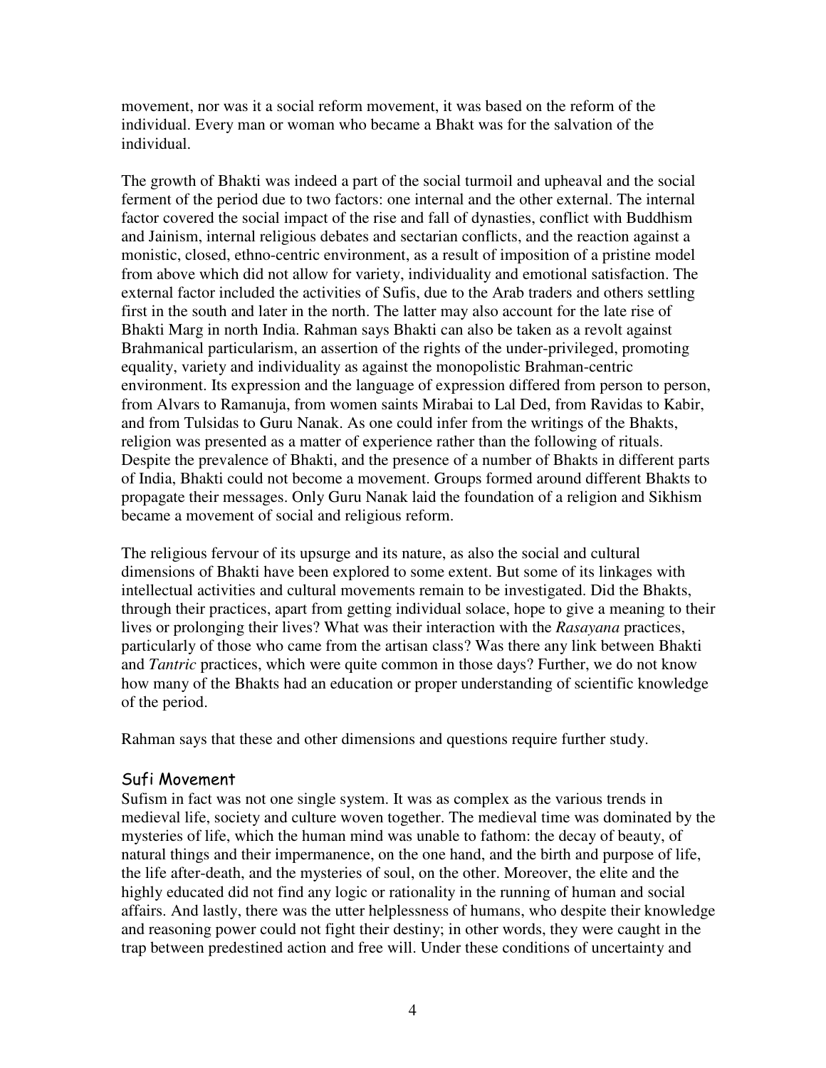movement, nor was it a social reform movement, it was based on the reform of the individual. Every man or woman who became a Bhakt was for the salvation of the individual.

The growth of Bhakti was indeed a part of the social turmoil and upheaval and the social ferment of the period due to two factors: one internal and the other external. The internal factor covered the social impact of the rise and fall of dynasties, conflict with Buddhism and Jainism, internal religious debates and sectarian conflicts, and the reaction against a monistic, closed, ethno-centric environment, as a result of imposition of a pristine model from above which did not allow for variety, individuality and emotional satisfaction. The external factor included the activities of Sufis, due to the Arab traders and others settling first in the south and later in the north. The latter may also account for the late rise of Bhakti Marg in north India. Rahman says Bhakti can also be taken as a revolt against Brahmanical particularism, an assertion of the rights of the under-privileged, promoting equality, variety and individuality as against the monopolistic Brahman-centric environment. Its expression and the language of expression differed from person to person, from Alvars to Ramanuja, from women saints Mirabai to Lal Ded, from Ravidas to Kabir, and from Tulsidas to Guru Nanak. As one could infer from the writings of the Bhakts, religion was presented as a matter of experience rather than the following of rituals. Despite the prevalence of Bhakti, and the presence of a number of Bhakts in different parts of India, Bhakti could not become a movement. Groups formed around different Bhakts to propagate their messages. Only Guru Nanak laid the foundation of a religion and Sikhism became a movement of social and religious reform.

The religious fervour of its upsurge and its nature, as also the social and cultural dimensions of Bhakti have been explored to some extent. But some of its linkages with intellectual activities and cultural movements remain to be investigated. Did the Bhakts, through their practices, apart from getting individual solace, hope to give a meaning to their lives or prolonging their lives? What was their interaction with the *Rasayana* practices, particularly of those who came from the artisan class? Was there any link between Bhakti and *Tantric* practices, which were quite common in those days? Further, we do not know how many of the Bhakts had an education or proper understanding of scientific knowledge of the period.

Rahman says that these and other dimensions and questions require further study.

## Sufi Movement

Sufism in fact was not one single system. It was as complex as the various trends in medieval life, society and culture woven together. The medieval time was dominated by the mysteries of life, which the human mind was unable to fathom: the decay of beauty, of natural things and their impermanence, on the one hand, and the birth and purpose of life, the life after-death, and the mysteries of soul, on the other. Moreover, the elite and the highly educated did not find any logic or rationality in the running of human and social affairs. And lastly, there was the utter helplessness of humans, who despite their knowledge and reasoning power could not fight their destiny; in other words, they were caught in the trap between predestined action and free will. Under these conditions of uncertainty and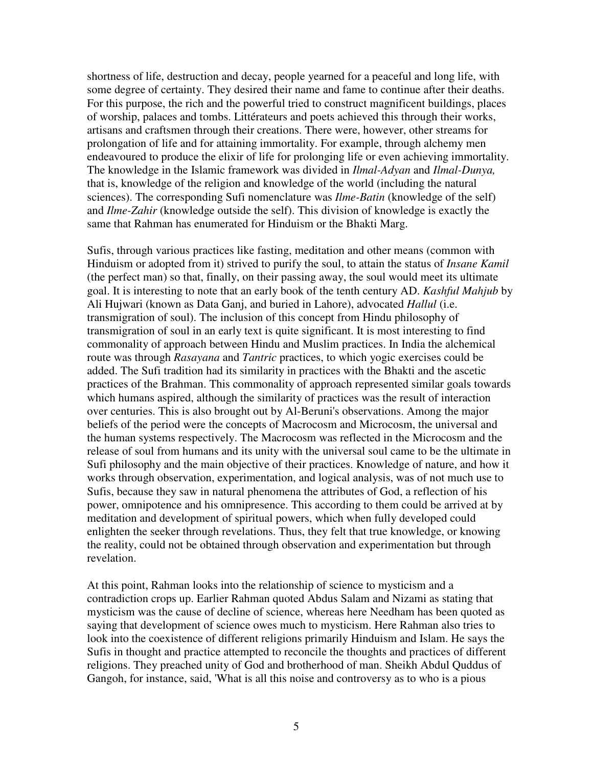shortness of life, destruction and decay, people yearned for a peaceful and long life, with some degree of certainty. They desired their name and fame to continue after their deaths. For this purpose, the rich and the powerful tried to construct magnificent buildings, places of worship, palaces and tombs. Littérateurs and poets achieved this through their works, artisans and craftsmen through their creations. There were, however, other streams for prolongation of life and for attaining immortality. For example, through alchemy men endeavoured to produce the elixir of life for prolonging life or even achieving immortality. The knowledge in the Islamic framework was divided in *Ilmal-Adyan* and *Ilmal-Dunya,* that is, knowledge of the religion and knowledge of the world (including the natural sciences). The corresponding Sufi nomenclature was *Ilme-Batin* (knowledge of the self) and *Ilme-Zahir* (knowledge outside the self). This division of knowledge is exactly the same that Rahman has enumerated for Hinduism or the Bhakti Marg.

Sufis, through various practices like fasting, meditation and other means (common with Hinduism or adopted from it) strived to purify the soul, to attain the status of *Insane Kamil* (the perfect man) so that, finally, on their passing away, the soul would meet its ultimate goal. It is interesting to note that an early book of the tenth century AD. *Kashful Mahjub* by Ali Hujwari (known as Data Ganj, and buried in Lahore), advocated *Hallul* (i.e. transmigration of soul). The inclusion of this concept from Hindu philosophy of transmigration of soul in an early text is quite significant. It is most interesting to find commonality of approach between Hindu and Muslim practices. In India the alchemical route was through *Rasayana* and *Tantric* practices, to which yogic exercises could be added. The Sufi tradition had its similarity in practices with the Bhakti and the ascetic practices of the Brahman. This commonality of approach represented similar goals towards which humans aspired, although the similarity of practices was the result of interaction over centuries. This is also brought out by Al-Beruni's observations. Among the major beliefs of the period were the concepts of Macrocosm and Microcosm, the universal and the human systems respectively. The Macrocosm was reflected in the Microcosm and the release of soul from humans and its unity with the universal soul came to be the ultimate in Sufi philosophy and the main objective of their practices. Knowledge of nature, and how it works through observation, experimentation, and logical analysis, was of not much use to Sufis, because they saw in natural phenomena the attributes of God, a reflection of his power, omnipotence and his omnipresence. This according to them could be arrived at by meditation and development of spiritual powers, which when fully developed could enlighten the seeker through revelations. Thus, they felt that true knowledge, or knowing the reality, could not be obtained through observation and experimentation but through revelation.

At this point, Rahman looks into the relationship of science to mysticism and a contradiction crops up. Earlier Rahman quoted Abdus Salam and Nizami as stating that mysticism was the cause of decline of science, whereas here Needham has been quoted as saying that development of science owes much to mysticism. Here Rahman also tries to look into the coexistence of different religions primarily Hinduism and Islam. He says the Sufis in thought and practice attempted to reconcile the thoughts and practices of different religions. They preached unity of God and brotherhood of man. Sheikh Abdul Quddus of Gangoh, for instance, said, 'What is all this noise and controversy as to who is a pious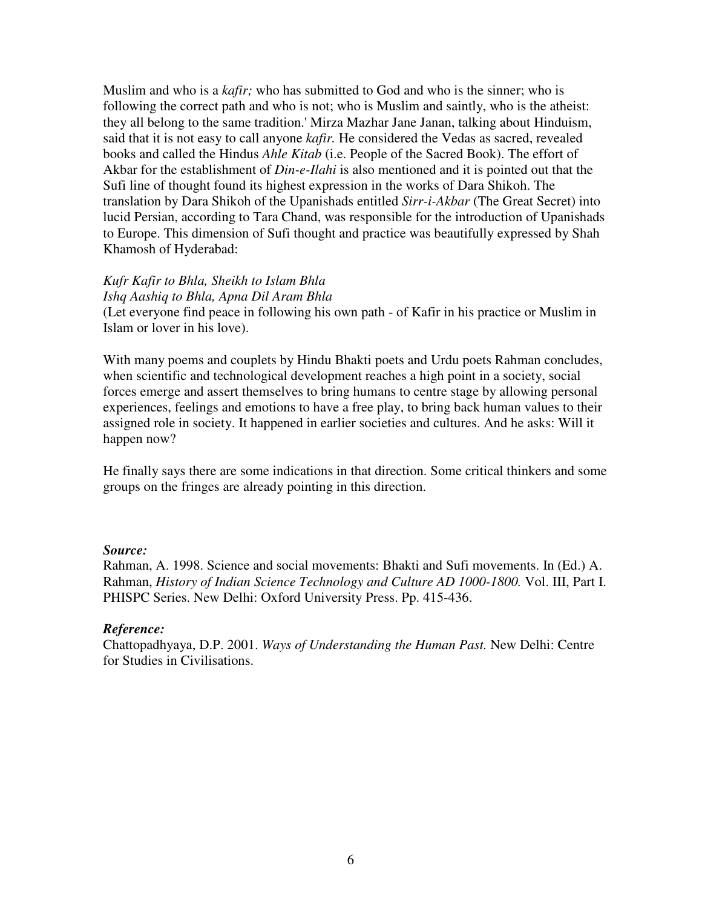Muslim and who is a *kafir;* who has submitted to God and who is the sinner; who is following the correct path and who is not; who is Muslim and saintly, who is the atheist: they all belong to the same tradition.' Mirza Mazhar Jane Janan, talking about Hinduism, said that it is not easy to call anyone *kafir.* He considered the Vedas as sacred, revealed books and called the Hindus *Ahle Kitab* (i.e. People of the Sacred Book). The effort of Akbar for the establishment of *Din-e-Ilahi* is also mentioned and it is pointed out that the Sufi line of thought found its highest expression in the works of Dara Shikoh. The translation by Dara Shikoh of the Upanishads entitled *Sirr-i-Akbar* (The Great Secret) into lucid Persian, according to Tara Chand, was responsible for the introduction of Upanishads to Europe. This dimension of Sufi thought and practice was beautifully expressed by Shah Khamosh of Hyderabad:

*Kufr Kafir to Bhla, Sheikh to Islam Bhla*
*Ishq Aashiq to Bhla, Apna Dil Aram Bhla*
(Let everyone find peace in following his own path - of Kafir in his practice or Muslim in Islam or lover in his love).

With many poems and couplets by Hindu Bhakti poets and Urdu poets Rahman concludes, when scientific and technological development reaches a high point in a society, social forces emerge and assert themselves to bring humans to centre stage by allowing personal experiences, feelings and emotions to have a free play, to bring back human values to their assigned role in society. It happened in earlier societies and cultures. And he asks: Will it happen now?

He finally says there are some indications in that direction. Some critical thinkers and some groups on the fringes are already pointing in this direction.

***Source:***
Rahman, A. 1998. Science and social movements: Bhakti and Sufi movements. In (Ed.) A. Rahman, *History of Indian Science Technology and Culture AD 1000-1800.* Vol. III, Part I. PHISPC Series. New Delhi: Oxford University Press. Pp. 415-436.

***Reference:***
Chattopadhyaya, D.P. 2001. *Ways of Understanding the Human Past.* New Delhi: Centre for Studies in Civilisations.